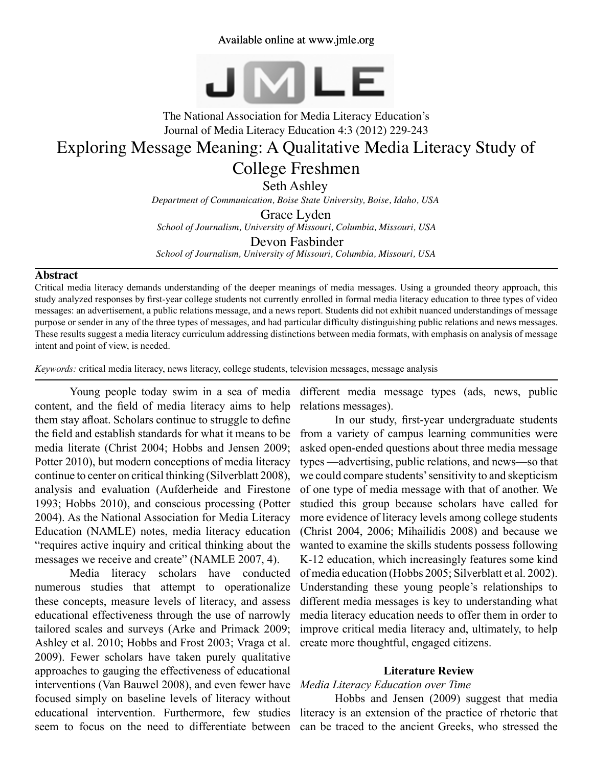# Exploring Message Meaning: A Qualitative Media Literacy Study of College Freshmen

Seth Ashley

*Department of Communication, Boise State University, Boise, Idaho, USA*

Grace Lyden

*School of Journalism, University of Missouri, Columbia, Missouri, USA*

Devon Fasbinder

*School of Journalism, University of Missouri, Columbia, Missouri, USA*

## Abstract

Critical media literacy demands understanding of the deeper meanings of media messages. Using a grounded theory approach, this study analyzed responses by first-year college students not currently enrolled in formal media literacy education to three types of video messages: an advertisement, a public relations message, and a news report. Students did not exhibit nuanced understandings of message purpose or sender in any of the three types of messages, and had particular difficulty distinguishing public relations and news messages. These results suggest a media literacy curriculum addressing distinctions between media formats, with emphasis on analysis of message intent and point of view, is needed.

*Keywords:* critical media literacy, news literacy, college students, television messages, message analysis

Young people today swim in a sea of media content, and the field of media literacy aims to help them stay afloat. Scholars continue to struggle to define the field and establish standards for what it means to be media literate (Christ 2004; Hobbs and Jensen 2009; Potter 2010), but modern conceptions of media literacy continue to center on critical thinking (Silverblatt 2008), analysis and evaluation (Aufderheide and Firestone 1993; Hobbs 2010), and conscious processing (Potter 2004). As the National Association for Media Literacy Education (NAMLE) notes, media literacy education "requires active inquiry and critical thinking about the messages we receive and create" (NAMLE 2007, 4).

Media literacy scholars have conducted numerous studies that attempt to operationalize these concepts, measure levels of literacy, and assess educational effectiveness through the use of narrowly tailored scales and surveys (Arke and Primack 2009; Ashley et al. 2010; Hobbs and Frost 2003; Vraga et al. 2009). Fewer scholars have taken purely qualitative approaches to gauging the effectiveness of educational interventions (Van Bauwel 2008), and even fewer have focused simply on baseline levels of literacy without educational intervention. Furthermore, few studies seem to focus on the need to differentiate between different media message types (ads, news, public relations messages).

In our study, first-year undergraduate students from a variety of campus learning communities were asked open-ended questions about three media message types —advertising, public relations, and news—so that we could compare students' sensitivity to and skepticism of one type of media message with that of another. We studied this group because scholars have called for more evidence of literacy levels among college students (Christ 2004, 2006; Mihailidis 2008) and because we wanted to examine the skills students possess following K-12 education, which increasingly features some kind of media education (Hobbs 2005; Silverblatt et al. 2002). Understanding these young people's relationships to different media messages is key to understanding what media literacy education needs to offer them in order to improve critical media literacy and, ultimately, to help create more thoughtful, engaged citizens.

## Literature Review

### *Media Literacy Education over Time*

Hobbs and Jensen (2009) suggest that media literacy is an extension of the practice of rhetoric that can be traced to the ancient Greeks, who stressed the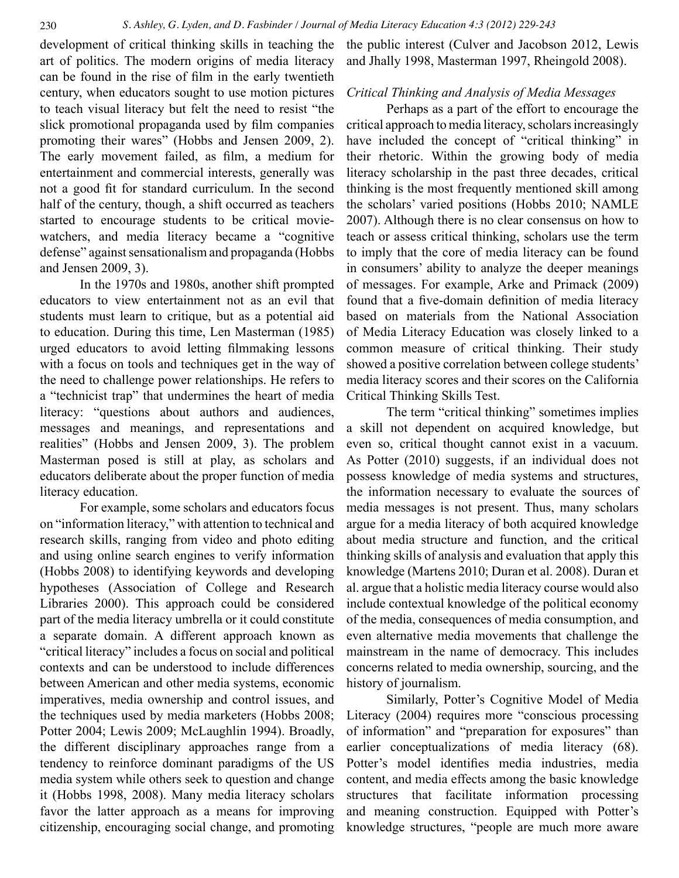development of critical thinking skills in teaching the art of politics. The modern origins of media literacy can be found in the rise of film in the early twentieth century, when educators sought to use motion pictures to teach visual literacy but felt the need to resist "the slick promotional propaganda used by film companies promoting their wares" (Hobbs and Jensen 2009, 2). The early movement failed, as film, a medium for entertainment and commercial interests, generally was not a good fit for standard curriculum. In the second half of the century, though, a shift occurred as teachers started to encourage students to be critical movie-watchers, and media literacy became a "cognitive defense" against sensationalism and propaganda (Hobbs and Jensen 2009, 3).

In the 1970s and 1980s, another shift prompted educators to view entertainment not as an evil that students must learn to critique, but as a potential aid to education. During this time, Len Masterman (1985) urged educators to avoid letting filmmaking lessons with a focus on tools and techniques get in the way of the need to challenge power relationships. He refers to a "technicist trap" that undermines the heart of media literacy: "questions about authors and audiences, messages and meanings, and representations and realities" (Hobbs and Jensen 2009, 3). The problem Masterman posed is still at play, as scholars and educators deliberate about the proper function of media literacy education.

For example, some scholars and educators focus on "information literacy," with attention to technical and research skills, ranging from video and photo editing and using online search engines to verify information (Hobbs 2008) to identifying keywords and developing hypotheses (Association of College and Research Libraries 2000). This approach could be considered part of the media literacy umbrella or it could constitute a separate domain. A different approach known as "critical literacy" includes a focus on social and political contexts and can be understood to include differences between American and other media systems, economic imperatives, media ownership and control issues, and the techniques used by media marketers (Hobbs 2008; Potter 2004; Lewis 2009; McLaughlin 1994). Broadly, the different disciplinary approaches range from a tendency to reinforce dominant paradigms of the US media system while others seek to question and change it (Hobbs 1998, 2008). Many media literacy scholars favor the latter approach as a means for improving citizenship, encouraging social change, and promoting the public interest (Culver and Jacobson 2012, Lewis and Jhally 1998, Masterman 1997, Rheingold 2008).

*Critical Thinking and Analysis of Media Messages*

Perhaps as a part of the effort to encourage the critical approach to media literacy, scholars increasingly have included the concept of "critical thinking" in their rhetoric. Within the growing body of media literacy scholarship in the past three decades, critical thinking is the most frequently mentioned skill among the scholars' varied positions (Hobbs 2010; NAMLE 2007). Although there is no clear consensus on how to teach or assess critical thinking, scholars use the term to imply that the core of media literacy can be found in consumers' ability to analyze the deeper meanings of messages. For example, Arke and Primack (2009) found that a five-domain definition of media literacy based on materials from the National Association of Media Literacy Education was closely linked to a common measure of critical thinking. Their study showed a positive correlation between college students' media literacy scores and their scores on the California Critical Thinking Skills Test.

The term "critical thinking" sometimes implies a skill not dependent on acquired knowledge, but even so, critical thought cannot exist in a vacuum. As Potter (2010) suggests, if an individual does not possess knowledge of media systems and structures, the information necessary to evaluate the sources of media messages is not present. Thus, many scholars argue for a media literacy of both acquired knowledge about media structure and function, and the critical thinking skills of analysis and evaluation that apply this knowledge (Martens 2010; Duran et al. 2008). Duran et al. argue that a holistic media literacy course would also include contextual knowledge of the political economy of the media, consequences of media consumption, and even alternative media movements that challenge the mainstream in the name of democracy. This includes concerns related to media ownership, sourcing, and the history of journalism.

Similarly, Potter's Cognitive Model of Media Literacy (2004) requires more "conscious processing of information" and "preparation for exposures" than earlier conceptualizations of media literacy (68). Potter's model identifies media industries, media content, and media effects among the basic knowledge structures that facilitate information processing and meaning construction. Equipped with Potter's knowledge structures, "people are much more aware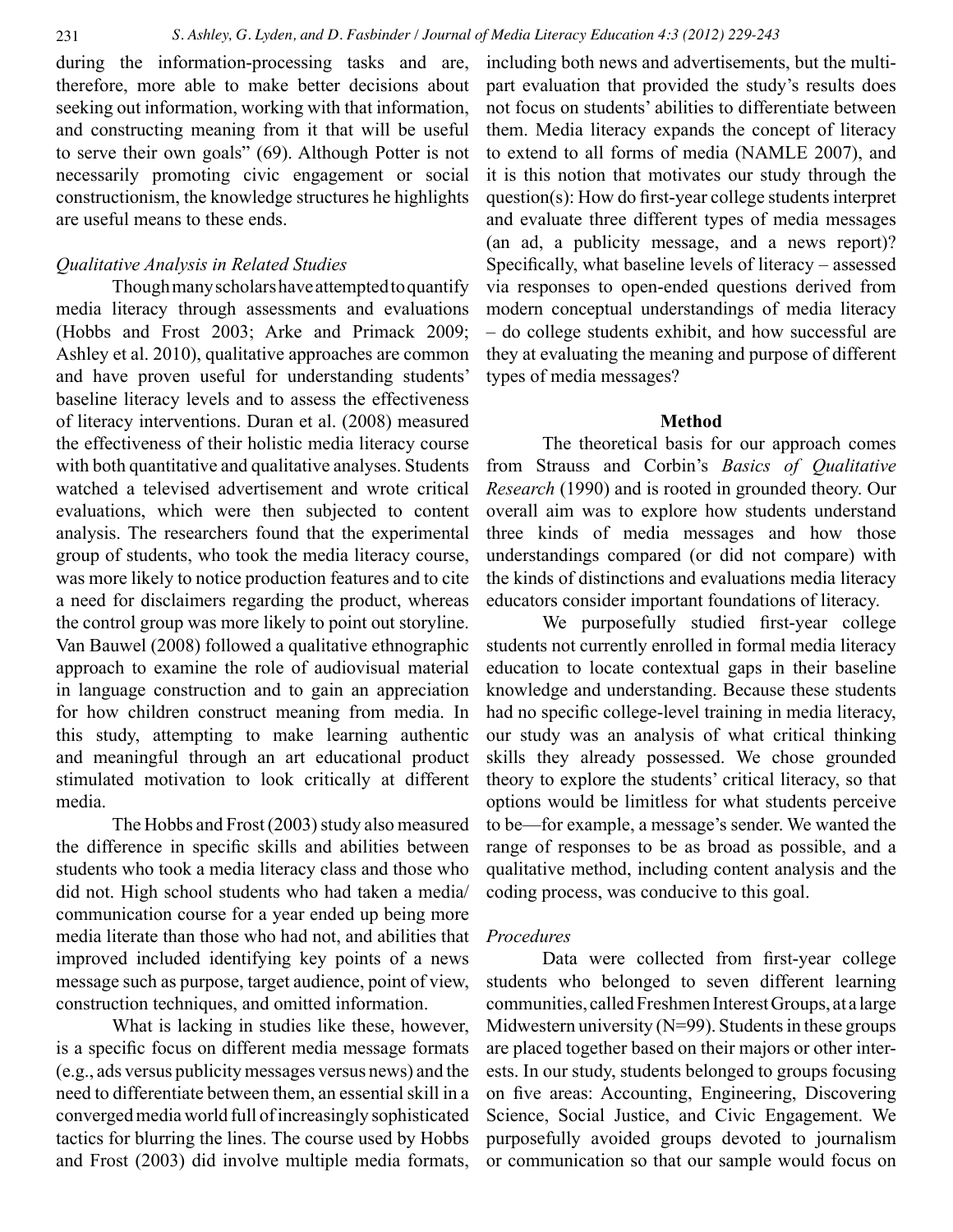during the information-processing tasks and are, therefore, more able to make better decisions about seeking out information, working with that information, and constructing meaning from it that will be useful to serve their own goals" (69). Although Potter is not necessarily promoting civic engagement or social constructionism, the knowledge structures he highlights are useful means to these ends.

### *Qualitative Analysis in Related Studies*

Though many scholars have attempted to quantify media literacy through assessments and evaluations (Hobbs and Frost 2003; Arke and Primack 2009; Ashley et al. 2010), qualitative approaches are common and have proven useful for understanding students' baseline literacy levels and to assess the effectiveness of literacy interventions. Duran et al. (2008) measured the effectiveness of their holistic media literacy course with both quantitative and qualitative analyses. Students watched a televised advertisement and wrote critical evaluations, which were then subjected to content analysis. The researchers found that the experimental group of students, who took the media literacy course, was more likely to notice production features and to cite a need for disclaimers regarding the product, whereas the control group was more likely to point out storyline. Van Bauwel (2008) followed a qualitative ethnographic approach to examine the role of audiovisual material in language construction and to gain an appreciation for how children construct meaning from media. In this study, attempting to make learning authentic and meaningful through an art educational product stimulated motivation to look critically at different media.

The Hobbs and Frost (2003) study also measured the difference in specific skills and abilities between students who took a media literacy class and those who did not. High school students who had taken a media/communication course for a year ended up being more media literate than those who had not, and abilities that improved included identifying key points of a news message such as purpose, target audience, point of view, construction techniques, and omitted information.

What is lacking in studies like these, however, is a specific focus on different media message formats (e.g., ads versus publicity messages versus news) and the need to differentiate between them, an essential skill in a converged media world full of increasingly sophisticated tactics for blurring the lines. The course used by Hobbs and Frost (2003) did involve multiple media formats, including both news and advertisements, but the multi-part evaluation that provided the study's results does not focus on students' abilities to differentiate between them. Media literacy expands the concept of literacy to extend to all forms of media (NAMLE 2007), and it is this notion that motivates our study through the question(s): How do first-year college students interpret and evaluate three different types of media messages (an ad, a publicity message, and a news report)? Specifically, what baseline levels of literacy – assessed via responses to open-ended questions derived from modern conceptual understandings of media literacy – do college students exhibit, and how successful are they at evaluating the meaning and purpose of different types of media messages?

## Method

The theoretical basis for our approach comes from Strauss and Corbin's *Basics of Qualitative Research* (1990) and is rooted in grounded theory. Our overall aim was to explore how students understand three kinds of media messages and how those understandings compared (or did not compare) with the kinds of distinctions and evaluations media literacy educators consider important foundations of literacy.

We purposefully studied first-year college students not currently enrolled in formal media literacy education to locate contextual gaps in their baseline knowledge and understanding. Because these students had no specific college-level training in media literacy, our study was an analysis of what critical thinking skills they already possessed. We chose grounded theory to explore the students' critical literacy, so that options would be limitless for what students perceive to be—for example, a message's sender. We wanted the range of responses to be as broad as possible, and a qualitative method, including content analysis and the coding process, was conducive to this goal.

### *Procedures*

Data were collected from first-year college students who belonged to seven different learning communities, called Freshmen Interest Groups, at a large Midwestern university (N=99). Students in these groups are placed together based on their majors or other interests. In our study, students belonged to groups focusing on five areas: Accounting, Engineering, Discovering Science, Social Justice, and Civic Engagement. We purposefully avoided groups devoted to journalism or communication so that our sample would focus on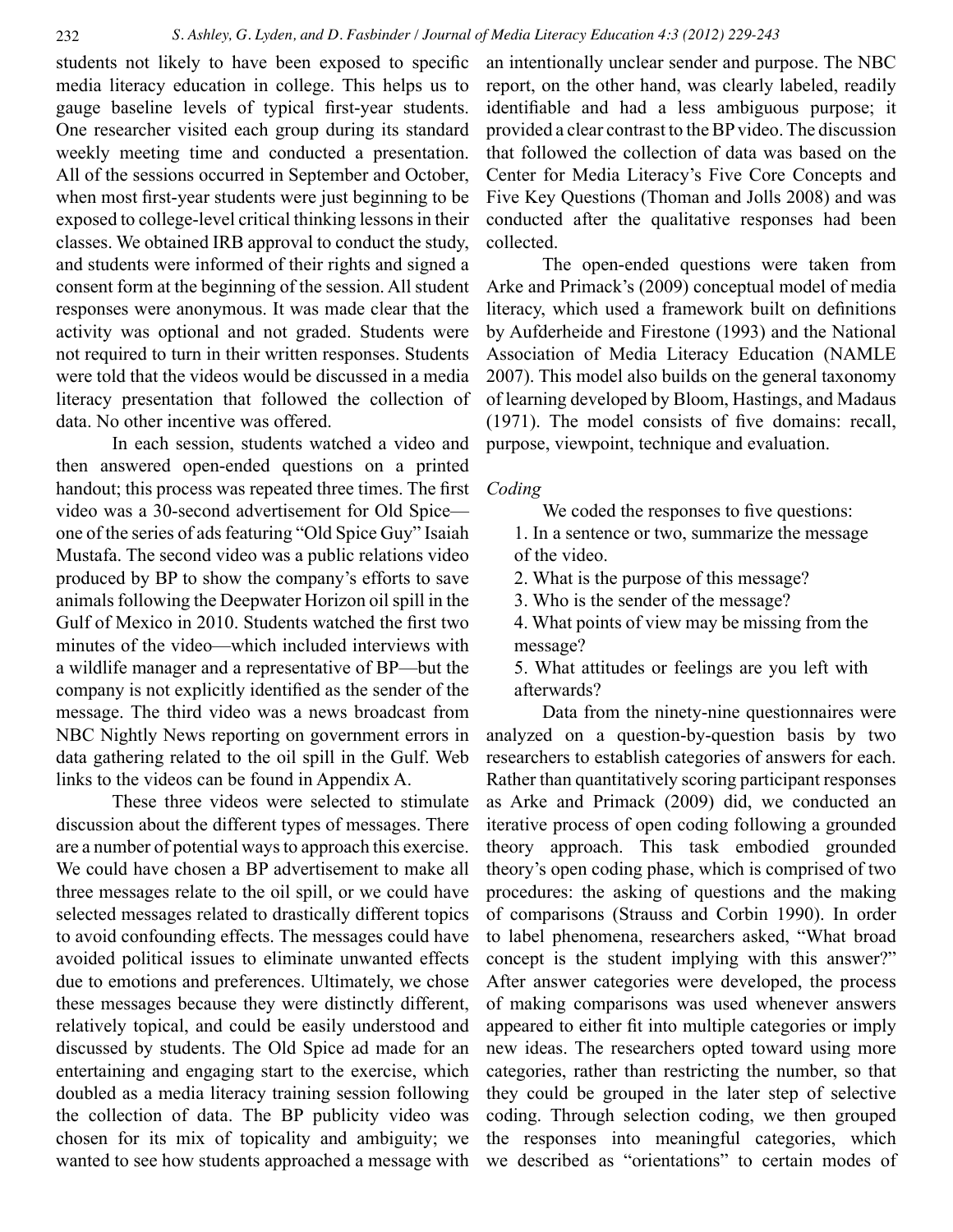students not likely to have been exposed to specific media literacy education in college. This helps us to gauge baseline levels of typical first-year students. One researcher visited each group during its standard weekly meeting time and conducted a presentation. All of the sessions occurred in September and October, when most first-year students were just beginning to be exposed to college-level critical thinking lessons in their classes. We obtained IRB approval to conduct the study, and students were informed of their rights and signed a consent form at the beginning of the session. All student responses were anonymous. It was made clear that the activity was optional and not graded. Students were not required to turn in their written responses. Students were told that the videos would be discussed in a media literacy presentation that followed the collection of data. No other incentive was offered.

In each session, students watched a video and then answered open-ended questions on a printed handout; this process was repeated three times. The first video was a 30-second advertisement for Old Spice—one of the series of ads featuring "Old Spice Guy" Isaiah Mustafa. The second video was a public relations video produced by BP to show the company's efforts to save animals following the Deepwater Horizon oil spill in the Gulf of Mexico in 2010. Students watched the first two minutes of the video—which included interviews with a wildlife manager and a representative of BP—but the company is not explicitly identified as the sender of the message. The third video was a news broadcast from NBC Nightly News reporting on government errors in data gathering related to the oil spill in the Gulf. Web links to the videos can be found in Appendix A.

These three videos were selected to stimulate discussion about the different types of messages. There are a number of potential ways to approach this exercise. We could have chosen a BP advertisement to make all three messages relate to the oil spill, or we could have selected messages related to drastically different topics to avoid confounding effects. The messages could have avoided political issues to eliminate unwanted effects due to emotions and preferences. Ultimately, we chose these messages because they were distinctly different, relatively topical, and could be easily understood and discussed by students. The Old Spice ad made for an entertaining and engaging start to the exercise, which doubled as a media literacy training session following the collection of data. The BP publicity video was chosen for its mix of topicality and ambiguity; we wanted to see how students approached a message with an intentionally unclear sender and purpose. The NBC report, on the other hand, was clearly labeled, readily identifiable and had a less ambiguous purpose; it provided a clear contrast to the BP video. The discussion that followed the collection of data was based on the Center for Media Literacy's Five Core Concepts and Five Key Questions (Thoman and Jolls 2008) and was conducted after the qualitative responses had been collected.

The open-ended questions were taken from Arke and Primack's (2009) conceptual model of media literacy, which used a framework built on definitions by Aufderheide and Firestone (1993) and the National Association of Media Literacy Education (NAMLE 2007). This model also builds on the general taxonomy of learning developed by Bloom, Hastings, and Madaus (1971). The model consists of five domains: recall, purpose, viewpoint, technique and evaluation.

*Coding*

We coded the responses to five questions:

1. In a sentence or two, summarize the message of the video.
2. What is the purpose of this message?
3. Who is the sender of the message?
4. What points of view may be missing from the message?
5. What attitudes or feelings are you left with afterwards?

Data from the ninety-nine questionnaires were analyzed on a question-by-question basis by two researchers to establish categories of answers for each. Rather than quantitatively scoring participant responses as Arke and Primack (2009) did, we conducted an iterative process of open coding following a grounded theory approach. This task embodied grounded theory's open coding phase, which is comprised of two procedures: the asking of questions and the making of comparisons (Strauss and Corbin 1990). In order to label phenomena, researchers asked, "What broad concept is the student implying with this answer?" After answer categories were developed, the process of making comparisons was used whenever answers appeared to either fit into multiple categories or imply new ideas. The researchers opted toward using more categories, rather than restricting the number, so that they could be grouped in the later step of selective coding. Through selection coding, we then grouped the responses into meaningful categories, which we described as "orientations" to certain modes of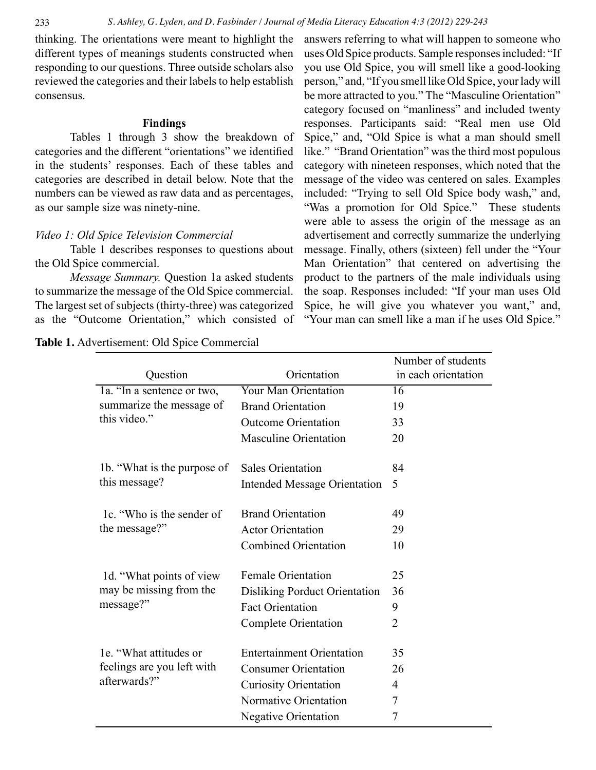thinking. The orientations were meant to highlight the different types of meanings students constructed when responding to our questions. Three outside scholars also reviewed the categories and their labels to help establish consensus.

## Findings

Tables 1 through 3 show the breakdown of categories and the different "orientations" we identified in the students' responses. Each of these tables and categories are described in detail below. Note that the numbers can be viewed as raw data and as percentages, as our sample size was ninety-nine.

### *Video 1: Old Spice Television Commercial*

Table 1 describes responses to questions about the Old Spice commercial.

*Message Summary.* Question 1a asked students to summarize the message of the Old Spice commercial. The largest set of subjects (thirty-three) was categorized as the "Outcome Orientation," which consisted of answers referring to what will happen to someone who uses Old Spice products. Sample responses included: "If you use Old Spice, you will smell like a good-looking person," and, "If you smell like Old Spice, your lady will be more attracted to you." The "Masculine Orientation" category focused on "manliness" and included twenty responses. Participants said: "Real men use Old Spice," and, "Old Spice is what a man should smell like." "Brand Orientation" was the third most populous category with nineteen responses, which noted that the message of the video was centered on sales. Examples included: "Trying to sell Old Spice body wash," and, "Was a promotion for Old Spice." These students were able to assess the origin of the message as an advertisement and correctly summarize the underlying message. Finally, others (sixteen) fell under the "Your Man Orientation" that centered on advertising the product to the partners of the male individuals using the soap. Responses included: "If your man uses Old Spice, he will give you whatever you want," and, "Your man can smell like a man if he uses Old Spice."

**Table 1.** Advertisement: Old Spice Commercial

| Question | Orientation | Number of students in each orientation |
|---|---|---|
| 1a. "In a sentence or two, summarize the message of this video." | Your Man Orientation | 16 |
| | Brand Orientation | 19 |
| | Outcome Orientation | 33 |
| | Masculine Orientation | 20 |
| 1b. "What is the purpose of this message? | Sales Orientation | 84 |
| | Intended Message Orientation | 5 |
| 1c. "Who is the sender of the message?" | Brand Orientation | 49 |
| | Actor Orientation | 29 |
| | Combined Orientation | 10 |
| 1d. "What points of view may be missing from the message?" | Female Orientation | 25 |
| | Disliking Porduct Orientation | 36 |
| | Fact Orientation | 9 |
| | Complete Orientation | 2 |
| 1e. "What attitudes or feelings are you left with afterwards?" | Entertainment Orientation | 35 |
| | Consumer Orientation | 26 |
| | Curiosity Orientation | 4 |
| | Normative Orientation | 7 |
| | Negative Orientation | 7 |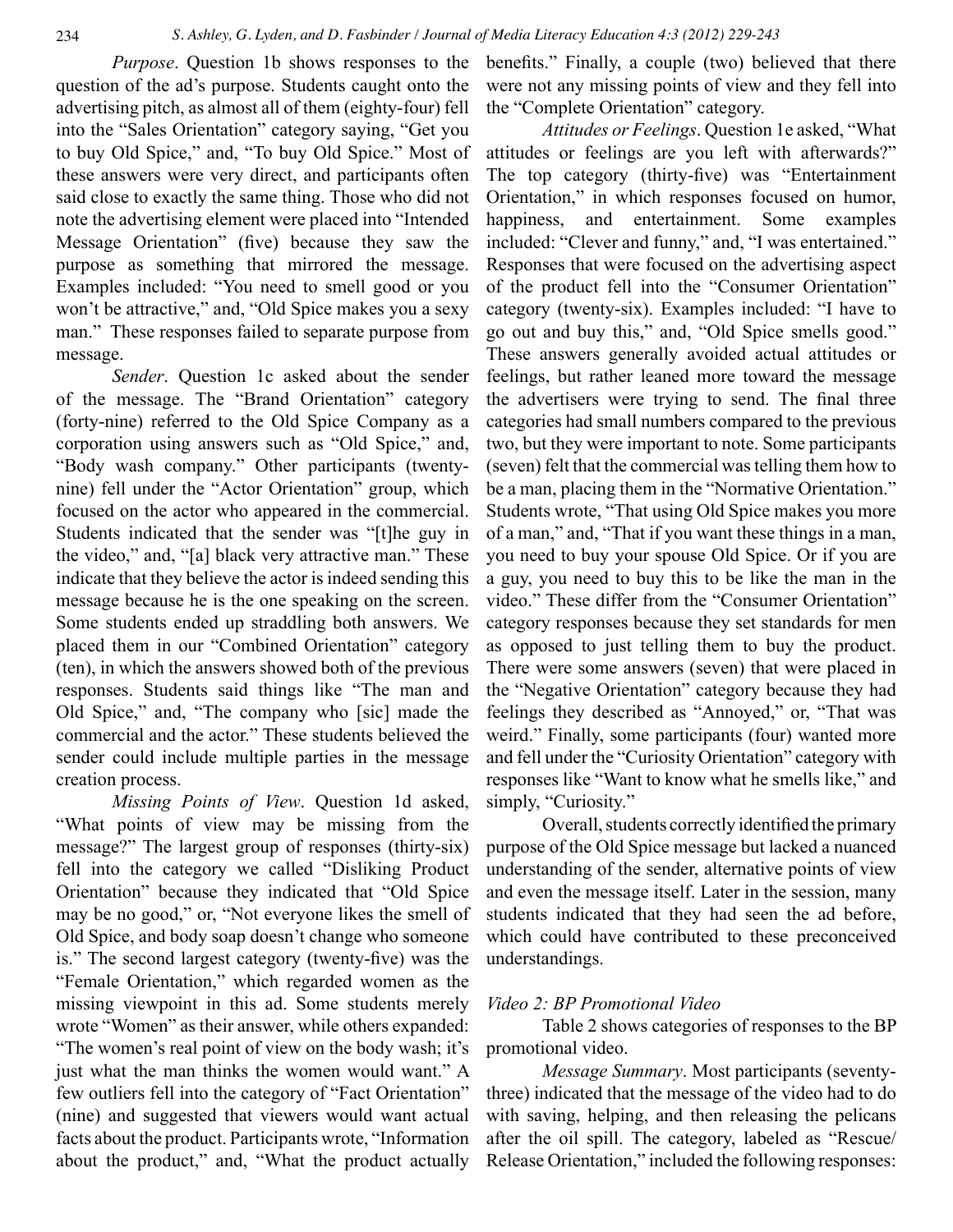*Purpose*. Question 1b shows responses to the question of the ad's purpose. Students caught onto the advertising pitch, as almost all of them (eighty-four) fell into the "Sales Orientation" category saying, "Get you to buy Old Spice," and, "To buy Old Spice." Most of these answers were very direct, and participants often said close to exactly the same thing. Those who did not note the advertising element were placed into "Intended Message Orientation" (five) because they saw the purpose as something that mirrored the message. Examples included: "You need to smell good or you won't be attractive," and, "Old Spice makes you a sexy man." These responses failed to separate purpose from message.

*Sender*. Question 1c asked about the sender of the message. The "Brand Orientation" category (forty-nine) referred to the Old Spice Company as a corporation using answers such as "Old Spice," and, "Body wash company." Other participants (twenty-nine) fell under the "Actor Orientation" group, which focused on the actor who appeared in the commercial. Students indicated that the sender was "[t]he guy in the video," and, "[a] black very attractive man." These indicate that they believe the actor is indeed sending this message because he is the one speaking on the screen. Some students ended up straddling both answers. We placed them in our "Combined Orientation" category (ten), in which the answers showed both of the previous responses. Students said things like "The man and Old Spice," and, "The company who [sic] made the commercial and the actor." These students believed the sender could include multiple parties in the message creation process.

*Missing Points of View*. Question 1d asked, "What points of view may be missing from the message?" The largest group of responses (thirty-six) fell into the category we called "Disliking Product Orientation" because they indicated that "Old Spice may be no good," or, "Not everyone likes the smell of Old Spice, and body soap doesn't change who someone is." The second largest category (twenty-five) was the "Female Orientation," which regarded women as the missing viewpoint in this ad. Some students merely wrote "Women" as their answer, while others expanded: "The women's real point of view on the body wash; it's just what the man thinks the women would want." A few outliers fell into the category of "Fact Orientation" (nine) and suggested that viewers would want actual facts about the product. Participants wrote, "Information about the product," and, "What the product actually benefits." Finally, a couple (two) believed that there were not any missing points of view and they fell into the "Complete Orientation" category.

*Attitudes or Feelings*. Question 1e asked, "What attitudes or feelings are you left with afterwards?" The top category (thirty-five) was "Entertainment Orientation," in which responses focused on humor, happiness, and entertainment. Some examples included: "Clever and funny," and, "I was entertained." Responses that were focused on the advertising aspect of the product fell into the "Consumer Orientation" category (twenty-six). Examples included: "I have to go out and buy this," and, "Old Spice smells good." These answers generally avoided actual attitudes or feelings, but rather leaned more toward the message the advertisers were trying to send. The final three categories had small numbers compared to the previous two, but they were important to note. Some participants (seven) felt that the commercial was telling them how to be a man, placing them in the "Normative Orientation." Students wrote, "That using Old Spice makes you more of a man," and, "That if you want these things in a man, you need to buy your spouse Old Spice. Or if you are a guy, you need to buy this to be like the man in the video." These differ from the "Consumer Orientation" category responses because they set standards for men as opposed to just telling them to buy the product. There were some answers (seven) that were placed in the "Negative Orientation" category because they had feelings they described as "Annoyed," or, "That was weird." Finally, some participants (four) wanted more and fell under the "Curiosity Orientation" category with responses like "Want to know what he smells like," and simply, "Curiosity."

Overall, students correctly identified the primary purpose of the Old Spice message but lacked a nuanced understanding of the sender, alternative points of view and even the message itself. Later in the session, many students indicated that they had seen the ad before, which could have contributed to these preconceived understandings.

### *Video 2: BP Promotional Video*

Table 2 shows categories of responses to the BP promotional video.

*Message Summary*. Most participants (seventy-three) indicated that the message of the video had to do with saving, helping, and then releasing the pelicans after the oil spill. The category, labeled as "Rescue/Release Orientation," included the following responses: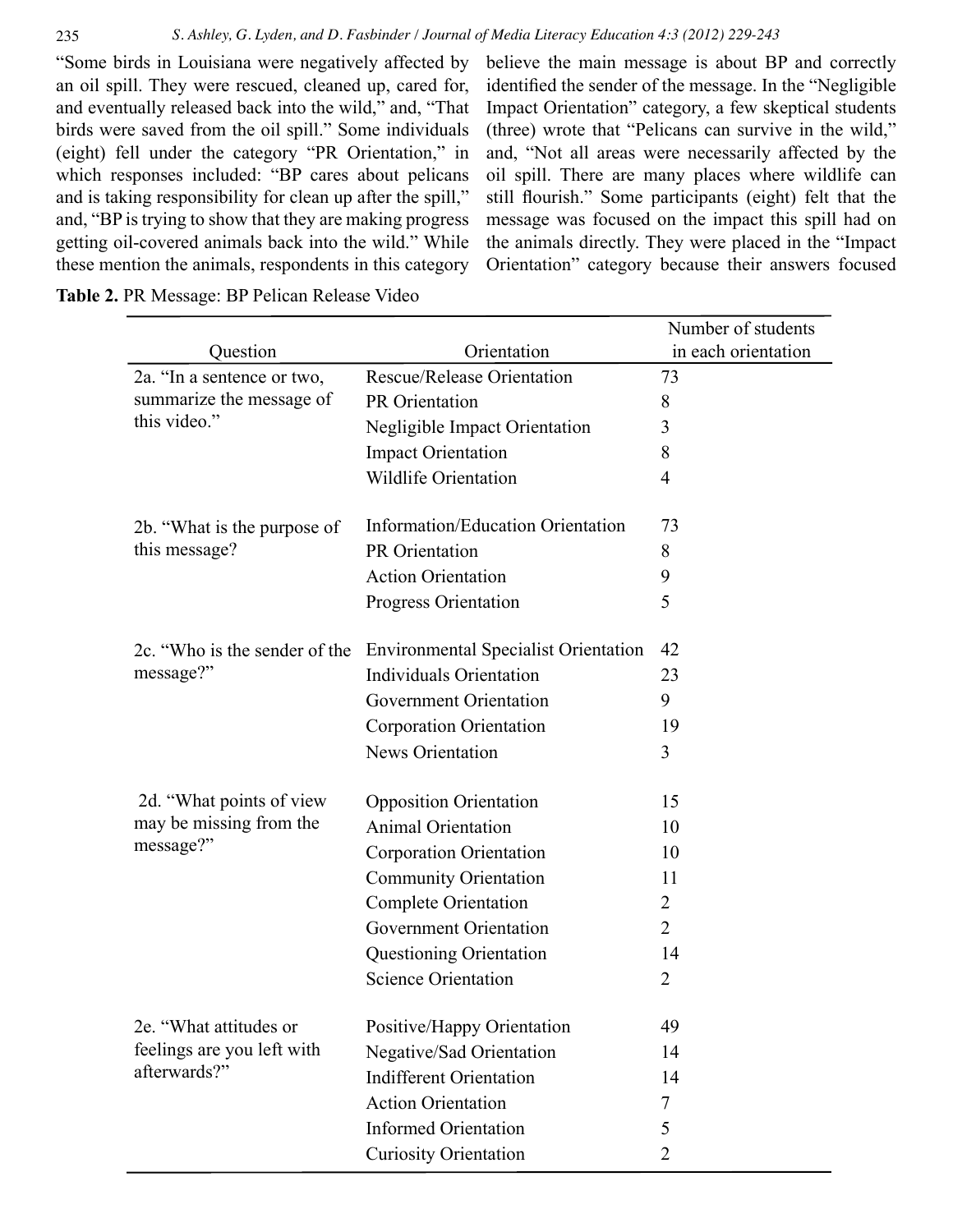"Some birds in Louisiana were negatively affected by an oil spill. They were rescued, cleaned up, cared for, and eventually released back into the wild," and, "That birds were saved from the oil spill." Some individuals (eight) fell under the category "PR Orientation," in which responses included: "BP cares about pelicans and is taking responsibility for clean up after the spill," and, "BP is trying to show that they are making progress getting oil-covered animals back into the wild." While these mention the animals, respondents in this category believe the main message is about BP and correctly identified the sender of the message. In the "Negligible Impact Orientation" category, a few skeptical students (three) wrote that "Pelicans can survive in the wild," and, "Not all areas were necessarily affected by the oil spill. There are many places where wildlife can still flourish." Some participants (eight) felt that the message was focused on the impact this spill had on the animals directly. They were placed in the "Impact Orientation" category because their answers focused

**Table 2.** PR Message: BP Pelican Release Video

| Question | Orientation | Number of students in each orientation |
|---|---|---|
| 2a. "In a sentence or two, summarize the message of this video." | Rescue/Release Orientation | 73 |
| | PR Orientation | 8 |
| | Negligible Impact Orientation | 3 |
| | Impact Orientation | 8 |
| | Wildlife Orientation | 4 |
| 2b. "What is the purpose of this message? | Information/Education Orientation | 73 |
| | PR Orientation | 8 |
| | Action Orientation | 9 |
| | Progress Orientation | 5 |
| 2c. "Who is the sender of the message?" | Environmental Specialist Orientation | 42 |
| | Individuals Orientation | 23 |
| | Government Orientation | 9 |
| | Corporation Orientation | 19 |
| | News Orientation | 3 |
| 2d. "What points of view may be missing from the message?" | Opposition Orientation | 15 |
| | Animal Orientation | 10 |
| | Corporation Orientation | 10 |
| | Community Orientation | 11 |
| | Complete Orientation | 2 |
| | Government Orientation | 2 |
| | Questioning Orientation | 14 |
| | Science Orientation | 2 |
| 2e. "What attitudes or feelings are you left with afterwards?" | Positive/Happy Orientation | 49 |
| | Negative/Sad Orientation | 14 |
| | Indifferent Orientation | 14 |
| | Action Orientation | 7 |
| | Informed Orientation | 5 |
| | Curiosity Orientation | 2 |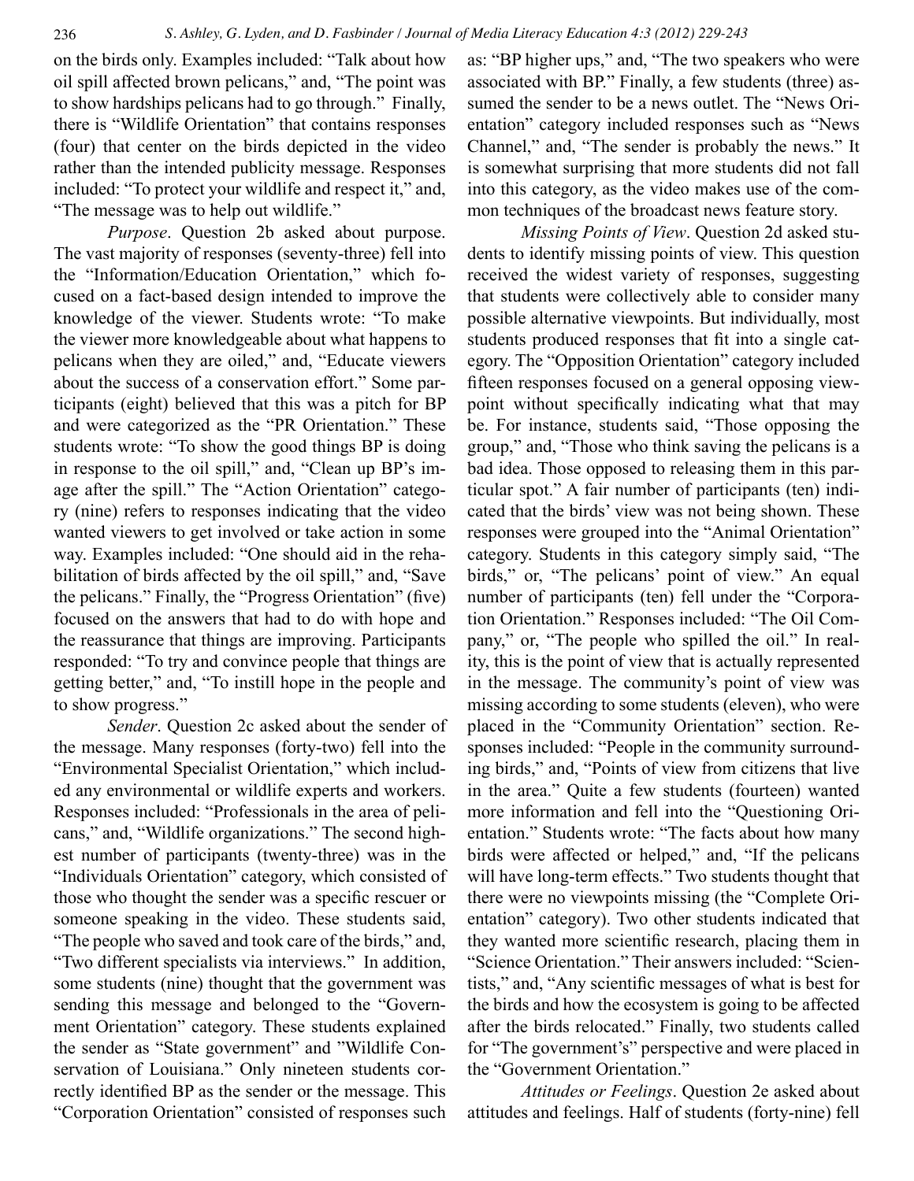on the birds only. Examples included: "Talk about how oil spill affected brown pelicans," and, "The point was to show hardships pelicans had to go through." Finally, there is "Wildlife Orientation" that contains responses (four) that center on the birds depicted in the video rather than the intended publicity message. Responses included: "To protect your wildlife and respect it," and, "The message was to help out wildlife."

*Purpose*. Question 2b asked about purpose. The vast majority of responses (seventy-three) fell into the "Information/Education Orientation," which focused on a fact-based design intended to improve the knowledge of the viewer. Students wrote: "To make the viewer more knowledgeable about what happens to pelicans when they are oiled," and, "Educate viewers about the success of a conservation effort." Some participants (eight) believed that this was a pitch for BP and were categorized as the "PR Orientation." These students wrote: "To show the good things BP is doing in response to the oil spill," and, "Clean up BP's image after the spill." The "Action Orientation" category (nine) refers to responses indicating that the video wanted viewers to get involved or take action in some way. Examples included: "One should aid in the rehabilitation of birds affected by the oil spill," and, "Save the pelicans." Finally, the "Progress Orientation" (five) focused on the answers that had to do with hope and the reassurance that things are improving. Participants responded: "To try and convince people that things are getting better," and, "To instill hope in the people and to show progress."

*Sender*. Question 2c asked about the sender of the message. Many responses (forty-two) fell into the "Environmental Specialist Orientation," which included any environmental or wildlife experts and workers. Responses included: "Professionals in the area of pelicans," and, "Wildlife organizations." The second highest number of participants (twenty-three) was in the "Individuals Orientation" category, which consisted of those who thought the sender was a specific rescuer or someone speaking in the video. These students said, "The people who saved and took care of the birds," and, "Two different specialists via interviews." In addition, some students (nine) thought that the government was sending this message and belonged to the "Government Orientation" category. These students explained the sender as "State government" and "Wildlife Conservation of Louisiana." Only nineteen students correctly identified BP as the sender or the message. This "Corporation Orientation" consisted of responses such as: "BP higher ups," and, "The two speakers who were associated with BP." Finally, a few students (three) assumed the sender to be a news outlet. The "News Orientation" category included responses such as "News Channel," and, "The sender is probably the news." It is somewhat surprising that more students did not fall into this category, as the video makes use of the common techniques of the broadcast news feature story.

*Missing Points of View*. Question 2d asked students to identify missing points of view. This question received the widest variety of responses, suggesting that students were collectively able to consider many possible alternative viewpoints. But individually, most students produced responses that fit into a single category. The "Opposition Orientation" category included fifteen responses focused on a general opposing viewpoint without specifically indicating what that may be. For instance, students said, "Those opposing the group," and, "Those who think saving the pelicans is a bad idea. Those opposed to releasing them in this particular spot." A fair number of participants (ten) indicated that the birds' view was not being shown. These responses were grouped into the "Animal Orientation" category. Students in this category simply said, "The birds," or, "The pelicans' point of view." An equal number of participants (ten) fell under the "Corporation Orientation." Responses included: "The Oil Company," or, "The people who spilled the oil." In reality, this is the point of view that is actually represented in the message. The community's point of view was missing according to some students (eleven), who were placed in the "Community Orientation" section. Responses included: "People in the community surrounding birds," and, "Points of view from citizens that live in the area." Quite a few students (fourteen) wanted more information and fell into the "Questioning Orientation." Students wrote: "The facts about how many birds were affected or helped," and, "If the pelicans will have long-term effects." Two students thought that there were no viewpoints missing (the "Complete Orientation" category). Two other students indicated that they wanted more scientific research, placing them in "Science Orientation." Their answers included: "Scientists," and, "Any scientific messages of what is best for the birds and how the ecosystem is going to be affected after the birds relocated." Finally, two students called for "The government's" perspective and were placed in the "Government Orientation."

*Attitudes or Feelings*. Question 2e asked about attitudes and feelings. Half of students (forty-nine) fell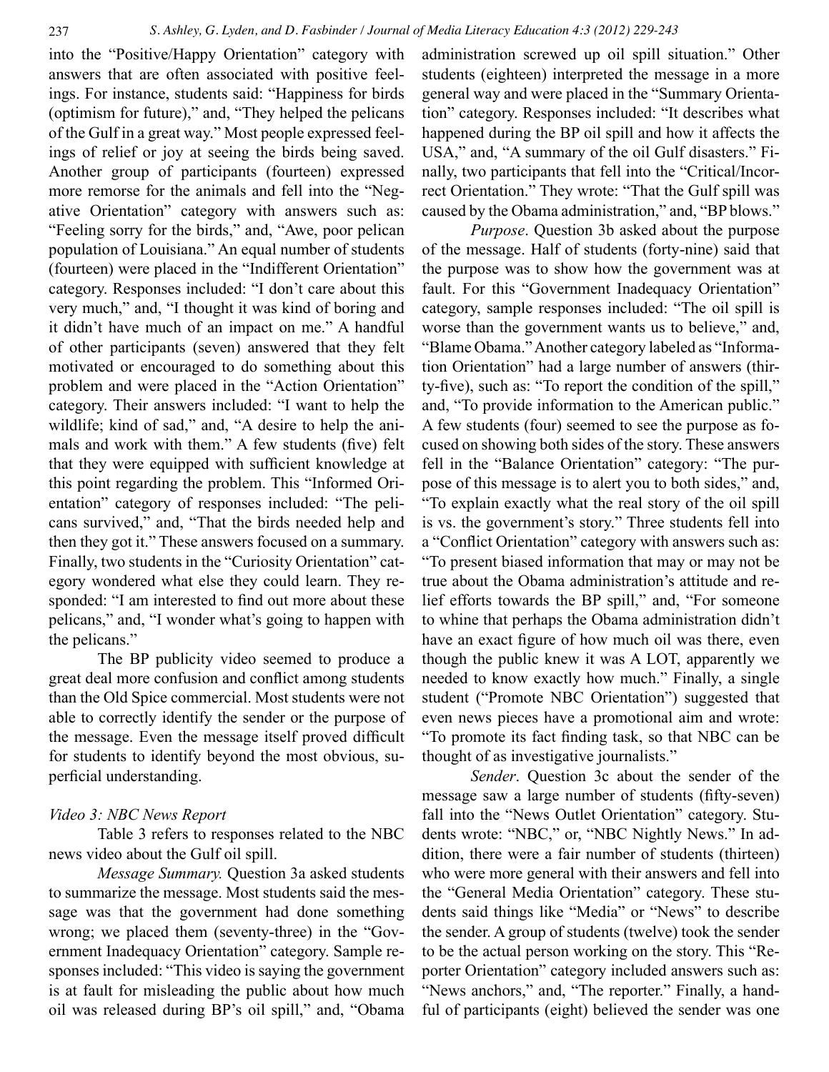into the "Positive/Happy Orientation" category with answers that are often associated with positive feelings. For instance, students said: "Happiness for birds (optimism for future)," and, "They helped the pelicans of the Gulf in a great way." Most people expressed feelings of relief or joy at seeing the birds being saved. Another group of participants (fourteen) expressed more remorse for the animals and fell into the "Negative Orientation" category with answers such as: "Feeling sorry for the birds," and, "Awe, poor pelican population of Louisiana." An equal number of students (fourteen) were placed in the "Indifferent Orientation" category. Responses included: "I don't care about this very much," and, "I thought it was kind of boring and it didn't have much of an impact on me." A handful of other participants (seven) answered that they felt motivated or encouraged to do something about this problem and were placed in the "Action Orientation" category. Their answers included: "I want to help the wildlife; kind of sad," and, "A desire to help the animals and work with them." A few students (five) felt that they were equipped with sufficient knowledge at this point regarding the problem. This "Informed Orientation" category of responses included: "The pelicans survived," and, "That the birds needed help and then they got it." These answers focused on a summary. Finally, two students in the "Curiosity Orientation" category wondered what else they could learn. They responded: "I am interested to find out more about these pelicans," and, "I wonder what's going to happen with the pelicans."

The BP publicity video seemed to produce a great deal more confusion and conflict among students than the Old Spice commercial. Most students were not able to correctly identify the sender or the purpose of the message. Even the message itself proved difficult for students to identify beyond the most obvious, superficial understanding.

### *Video 3: NBC News Report*

Table 3 refers to responses related to the NBC news video about the Gulf oil spill.

*Message Summary.* Question 3a asked students to summarize the message. Most students said the message was that the government had done something wrong; we placed them (seventy-three) in the "Government Inadequacy Orientation" category. Sample responses included: "This video is saying the government is at fault for misleading the public about how much oil was released during BP's oil spill," and, "Obama administration screwed up oil spill situation." Other students (eighteen) interpreted the message in a more general way and were placed in the "Summary Orientation" category. Responses included: "It describes what happened during the BP oil spill and how it affects the USA," and, "A summary of the oil Gulf disasters." Finally, two participants that fell into the "Critical/Incorrect Orientation." They wrote: "That the Gulf spill was caused by the Obama administration," and, "BP blows."

*Purpose*. Question 3b asked about the purpose of the message. Half of students (forty-nine) said that the purpose was to show how the government was at fault. For this "Government Inadequacy Orientation" category, sample responses included: "The oil spill is worse than the government wants us to believe," and, "Blame Obama." Another category labeled as "Information Orientation" had a large number of answers (thirty-five), such as: "To report the condition of the spill," and, "To provide information to the American public." A few students (four) seemed to see the purpose as focused on showing both sides of the story. These answers fell in the "Balance Orientation" category: "The purpose of this message is to alert you to both sides," and, "To explain exactly what the real story of the oil spill is vs. the government's story." Three students fell into a "Conflict Orientation" category with answers such as: "To present biased information that may or may not be true about the Obama administration's attitude and relief efforts towards the BP spill," and, "For someone to whine that perhaps the Obama administration didn't have an exact figure of how much oil was there, even though the public knew it was A LOT, apparently we needed to know exactly how much." Finally, a single student ("Promote NBC Orientation") suggested that even news pieces have a promotional aim and wrote: "To promote its fact finding task, so that NBC can be thought of as investigative journalists."

*Sender*. Question 3c about the sender of the message saw a large number of students (fifty-seven) fall into the "News Outlet Orientation" category. Students wrote: "NBC," or, "NBC Nightly News." In addition, there were a fair number of students (thirteen) who were more general with their answers and fell into the "General Media Orientation" category. These students said things like "Media" or "News" to describe the sender. A group of students (twelve) took the sender to be the actual person working on the story. This "Reporter Orientation" category included answers such as: "News anchors," and, "The reporter." Finally, a handful of participants (eight) believed the sender was one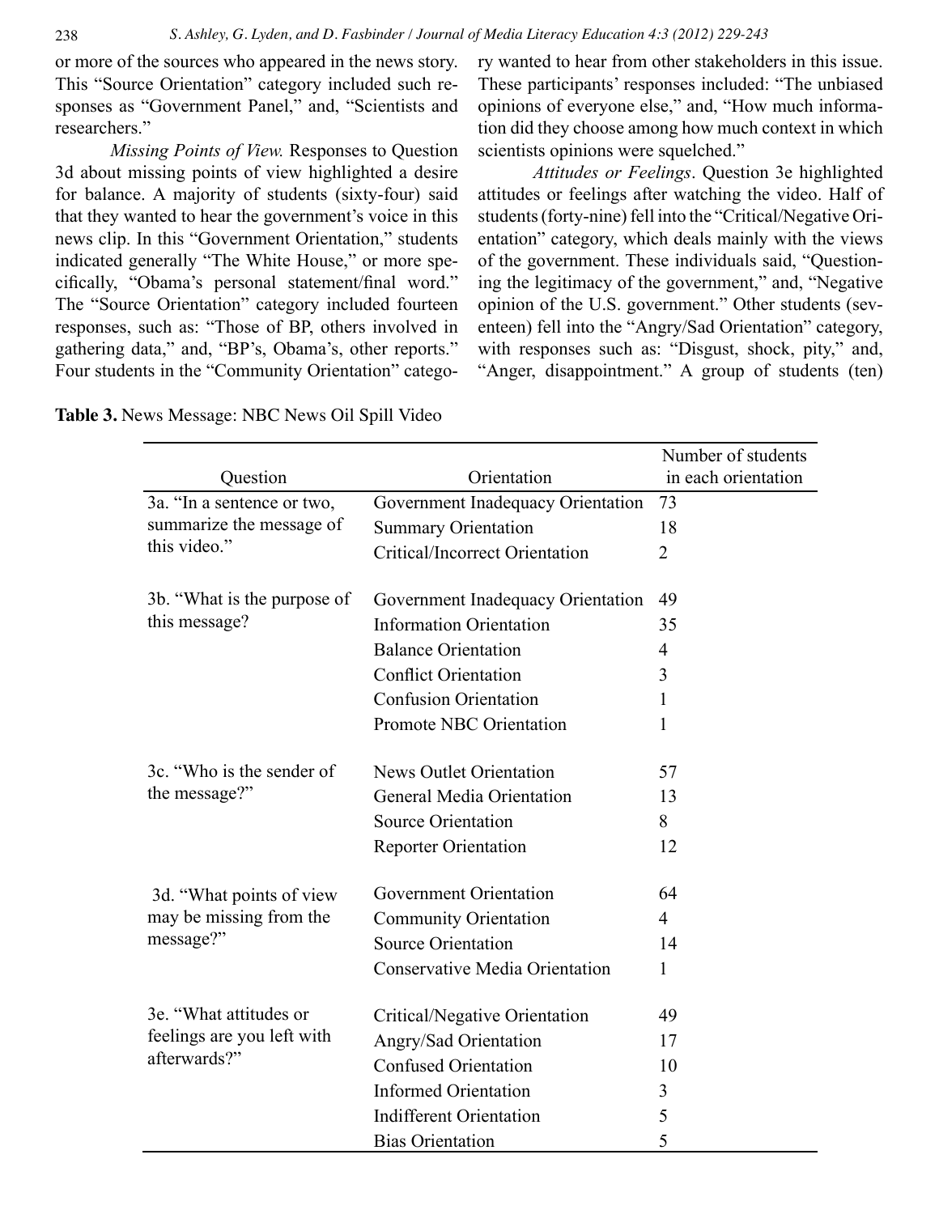or more of the sources who appeared in the news story. This "Source Orientation" category included such responses as "Government Panel," and, "Scientists and researchers."

*Missing Points of View.* Responses to Question 3d about missing points of view highlighted a desire for balance. A majority of students (sixty-four) said that they wanted to hear the government's voice in this news clip. In this "Government Orientation," students indicated generally "The White House," or more specifically, "Obama's personal statement/final word." The "Source Orientation" category included fourteen responses, such as: "Those of BP, others involved in gathering data," and, "BP's, Obama's, other reports." Four students in the "Community Orientation" category wanted to hear from other stakeholders in this issue. These participants' responses included: "The unbiased opinions of everyone else," and, "How much information did they choose among how much context in which scientists opinions were squelched."

*Attitudes or Feelings*. Question 3e highlighted attitudes or feelings after watching the video. Half of students (forty-nine) fell into the "Critical/Negative Orientation" category, which deals mainly with the views of the government. These individuals said, "Questioning the legitimacy of the government," and, "Negative opinion of the U.S. government." Other students (seventeen) fell into the "Angry/Sad Orientation" category, with responses such as: "Disgust, shock, pity," and, "Anger, disappointment." A group of students (ten)

**Table 3.** News Message: NBC News Oil Spill Video

| Question | Orientation | Number of students in each orientation |
|---|---|---|
| 3a. "In a sentence or two, summarize the message of this video." | Government Inadequacy Orientation | 73 |
| | Summary Orientation | 18 |
| | Critical/Incorrect Orientation | 2 |
| 3b. "What is the purpose of this message? | Government Inadequacy Orientation | 49 |
| | Information Orientation | 35 |
| | Balance Orientation | 4 |
| | Conflict Orientation | 3 |
| | Confusion Orientation | 1 |
| | Promote NBC Orientation | 1 |
| 3c. "Who is the sender of the message?" | News Outlet Orientation | 57 |
| | General Media Orientation | 13 |
| | Source Orientation | 8 |
| | Reporter Orientation | 12 |
| 3d. "What points of view may be missing from the message?" | Government Orientation | 64 |
| | Community Orientation | 4 |
| | Source Orientation | 14 |
| | Conservative Media Orientation | 1 |
| 3e. "What attitudes or feelings are you left with afterwards?" | Critical/Negative Orientation | 49 |
| | Angry/Sad Orientation | 17 |
| | Confused Orientation | 10 |
| | Informed Orientation | 3 |
| | Indifferent Orientation | 5 |
| | Bias Orientation | 5 |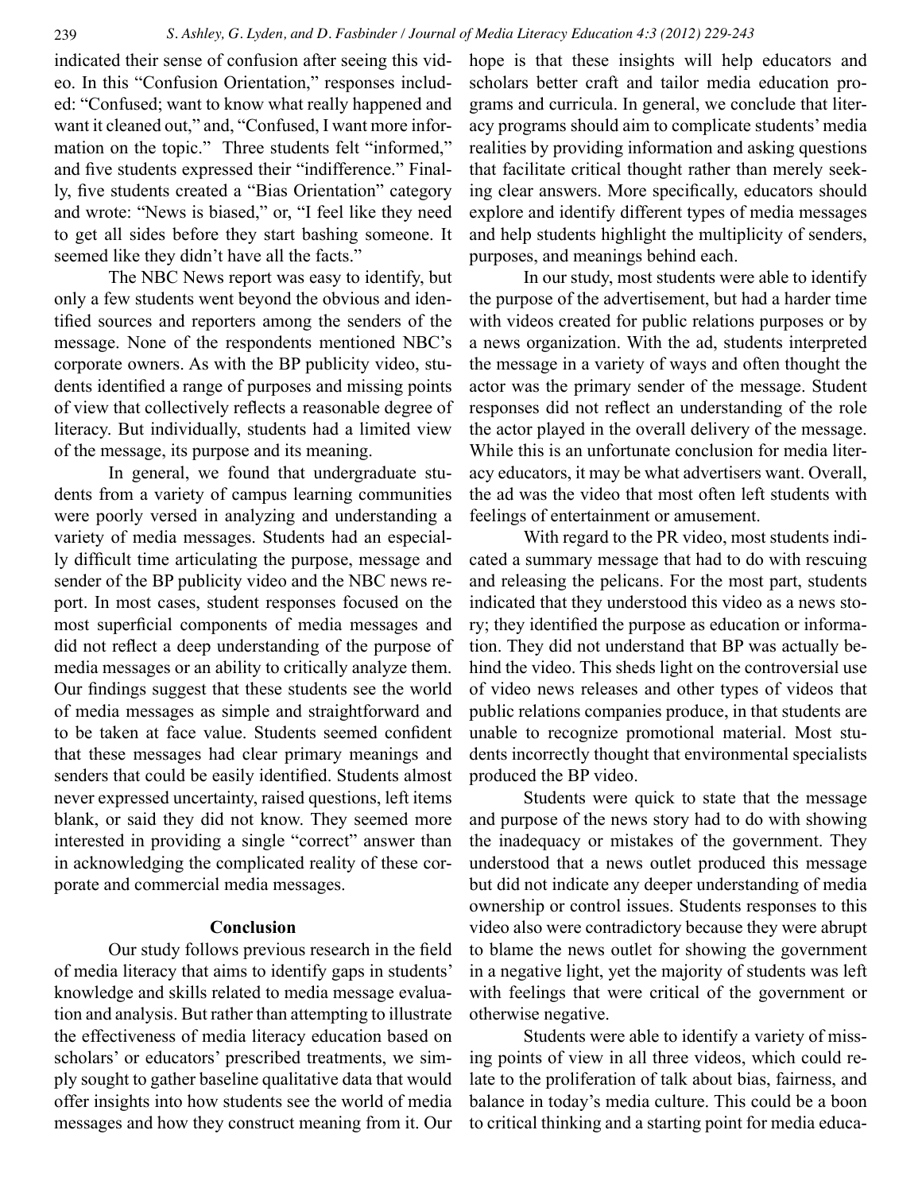indicated their sense of confusion after seeing this video. In this "Confusion Orientation," responses included: "Confused; want to know what really happened and want it cleaned out," and, "Confused, I want more information on the topic." Three students felt "informed," and five students expressed their "indifference." Finally, five students created a "Bias Orientation" category and wrote: "News is biased," or, "I feel like they need to get all sides before they start bashing someone. It seemed like they didn't have all the facts."

The NBC News report was easy to identify, but only a few students went beyond the obvious and identified sources and reporters among the senders of the message. None of the respondents mentioned NBC's corporate owners. As with the BP publicity video, students identified a range of purposes and missing points of view that collectively reflects a reasonable degree of literacy. But individually, students had a limited view of the message, its purpose and its meaning.

In general, we found that undergraduate students from a variety of campus learning communities were poorly versed in analyzing and understanding a variety of media messages. Students had an especially difficult time articulating the purpose, message and sender of the BP publicity video and the NBC news report. In most cases, student responses focused on the most superficial components of media messages and did not reflect a deep understanding of the purpose of media messages or an ability to critically analyze them. Our findings suggest that these students see the world of media messages as simple and straightforward and to be taken at face value. Students seemed confident that these messages had clear primary meanings and senders that could be easily identified. Students almost never expressed uncertainty, raised questions, left items blank, or said they did not know. They seemed more interested in providing a single "correct" answer than in acknowledging the complicated reality of these corporate and commercial media messages.

## Conclusion

Our study follows previous research in the field of media literacy that aims to identify gaps in students' knowledge and skills related to media message evaluation and analysis. But rather than attempting to illustrate the effectiveness of media literacy education based on scholars' or educators' prescribed treatments, we simply sought to gather baseline qualitative data that would offer insights into how students see the world of media messages and how they construct meaning from it. Our hope is that these insights will help educators and scholars better craft and tailor media education programs and curricula. In general, we conclude that literacy programs should aim to complicate students' media realities by providing information and asking questions that facilitate critical thought rather than merely seeking clear answers. More specifically, educators should explore and identify different types of media messages and help students highlight the multiplicity of senders, purposes, and meanings behind each.

In our study, most students were able to identify the purpose of the advertisement, but had a harder time with videos created for public relations purposes or by a news organization. With the ad, students interpreted the message in a variety of ways and often thought the actor was the primary sender of the message. Student responses did not reflect an understanding of the role the actor played in the overall delivery of the message. While this is an unfortunate conclusion for media literacy educators, it may be what advertisers want. Overall, the ad was the video that most often left students with feelings of entertainment or amusement.

With regard to the PR video, most students indicated a summary message that had to do with rescuing and releasing the pelicans. For the most part, students indicated that they understood this video as a news story; they identified the purpose as education or information. They did not understand that BP was actually behind the video. This sheds light on the controversial use of video news releases and other types of videos that public relations companies produce, in that students are unable to recognize promotional material. Most students incorrectly thought that environmental specialists produced the BP video.

Students were quick to state that the message and purpose of the news story had to do with showing the inadequacy or mistakes of the government. They understood that a news outlet produced this message but did not indicate any deeper understanding of media ownership or control issues. Students responses to this video also were contradictory because they were abrupt to blame the news outlet for showing the government in a negative light, yet the majority of students was left with feelings that were critical of the government or otherwise negative.

Students were able to identify a variety of missing points of view in all three videos, which could relate to the proliferation of talk about bias, fairness, and balance in today's media culture. This could be a boon to critical thinking and a starting point for media educa-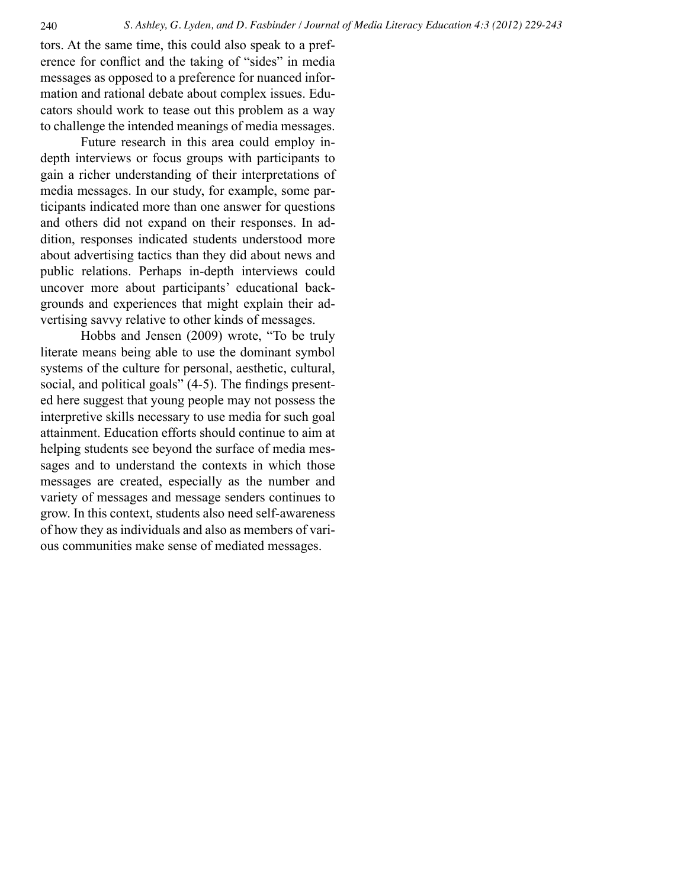tors. At the same time, this could also speak to a preference for conflict and the taking of "sides" in media messages as opposed to a preference for nuanced information and rational debate about complex issues. Educators should work to tease out this problem as a way to challenge the intended meanings of media messages.

Future research in this area could employ in-depth interviews or focus groups with participants to gain a richer understanding of their interpretations of media messages. In our study, for example, some participants indicated more than one answer for questions and others did not expand on their responses. In addition, responses indicated students understood more about advertising tactics than they did about news and public relations. Perhaps in-depth interviews could uncover more about participants' educational backgrounds and experiences that might explain their advertising savvy relative to other kinds of messages.

Hobbs and Jensen (2009) wrote, "To be truly literate means being able to use the dominant symbol systems of the culture for personal, aesthetic, cultural, social, and political goals" (4-5). The findings presented here suggest that young people may not possess the interpretive skills necessary to use media for such goal attainment. Education efforts should continue to aim at helping students see beyond the surface of media messages and to understand the contexts in which those messages are created, especially as the number and variety of messages and message senders continues to grow. In this context, students also need self-awareness of how they as individuals and also as members of various communities make sense of mediated messages.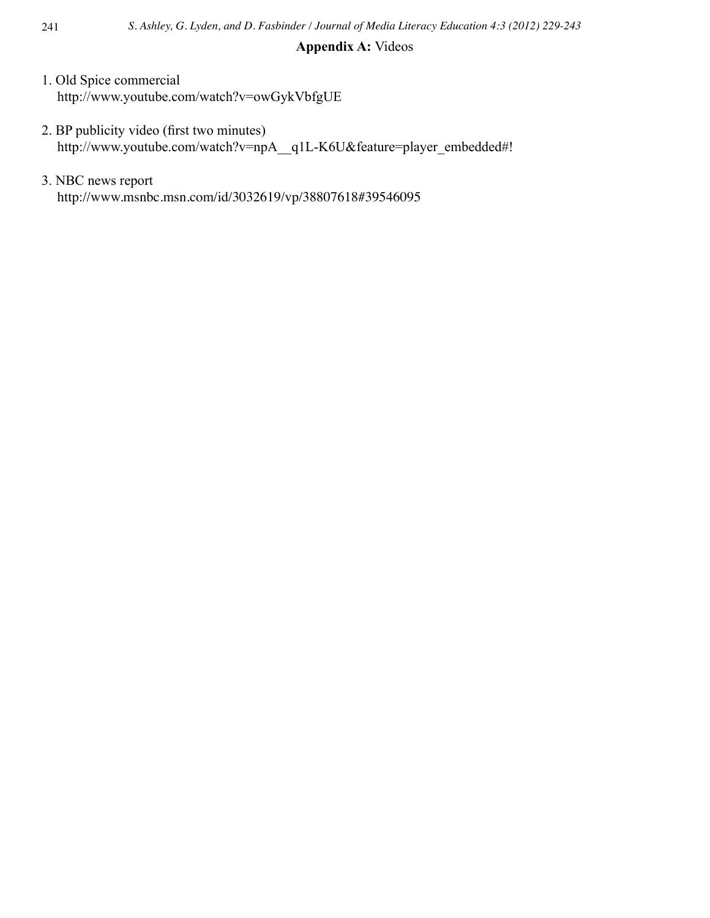## Appendix A: Videos

1. Old Spice commercial
   http://www.youtube.com/watch?v=owGykVbfgUE

2. BP publicity video (first two minutes)
   http://www.youtube.com/watch?v=npA__q1L-K6U&feature=player_embedded#!

3. NBC news report
   http://www.msnbc.msn.com/id/3032619/vp/38807618#39546095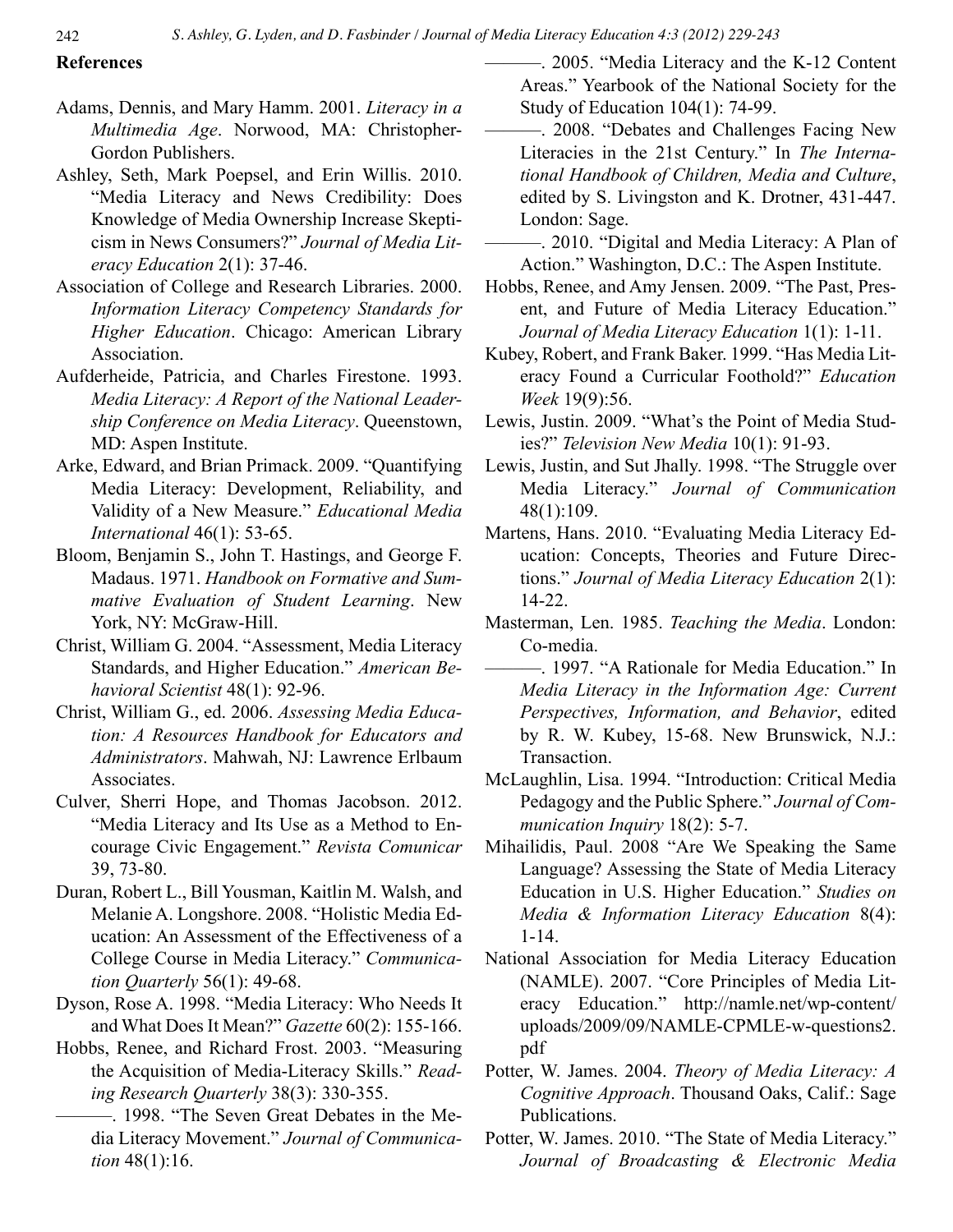## References

Adams, Dennis, and Mary Hamm. 2001. *Literacy in a Multimedia Age*. Norwood, MA: Christopher-Gordon Publishers.

Ashley, Seth, Mark Poepsel, and Erin Willis. 2010. "Media Literacy and News Credibility: Does Knowledge of Media Ownership Increase Skepticism in News Consumers?" *Journal of Media Literacy Education* 2(1): 37-46.

Association of College and Research Libraries. 2000. *Information Literacy Competency Standards for Higher Education*. Chicago: American Library Association.

Aufderheide, Patricia, and Charles Firestone. 1993. *Media Literacy: A Report of the National Leadership Conference on Media Literacy*. Queenstown, MD: Aspen Institute.

Arke, Edward, and Brian Primack. 2009. "Quantifying Media Literacy: Development, Reliability, and Validity of a New Measure." *Educational Media International* 46(1): 53-65.

Bloom, Benjamin S., John T. Hastings, and George F. Madaus. 1971. *Handbook on Formative and Summative Evaluation of Student Learning*. New York, NY: McGraw-Hill.

Christ, William G. 2004. "Assessment, Media Literacy Standards, and Higher Education." *American Behavioral Scientist* 48(1): 92-96.

Christ, William G., ed. 2006. *Assessing Media Education: A Resources Handbook for Educators and Administrators*. Mahwah, NJ: Lawrence Erlbaum Associates.

Culver, Sherri Hope, and Thomas Jacobson. 2012. "Media Literacy and Its Use as a Method to Encourage Civic Engagement." *Revista Comunicar* 39, 73-80.

Duran, Robert L., Bill Yousman, Kaitlin M. Walsh, and Melanie A. Longshore. 2008. "Holistic Media Education: An Assessment of the Effectiveness of a College Course in Media Literacy." *Communication Quarterly* 56(1): 49-68.

Dyson, Rose A. 1998. "Media Literacy: Who Needs It and What Does It Mean?" *Gazette* 60(2): 155-166.

Hobbs, Renee, and Richard Frost. 2003. "Measuring the Acquisition of Media-Literacy Skills." *Reading Research Quarterly* 38(3): 330-355.

———. 1998. "The Seven Great Debates in the Media Literacy Movement." *Journal of Communication* 48(1):16.

———. 2005. "Media Literacy and the K-12 Content Areas." Yearbook of the National Society for the Study of Education 104(1): 74-99.

———. 2008. "Debates and Challenges Facing New Literacies in the 21st Century." In *The International Handbook of Children, Media and Culture*, edited by S. Livingston and K. Drotner, 431-447. London: Sage.

———. 2010. "Digital and Media Literacy: A Plan of Action." Washington, D.C.: The Aspen Institute.

Hobbs, Renee, and Amy Jensen. 2009. "The Past, Present, and Future of Media Literacy Education." *Journal of Media Literacy Education* 1(1): 1-11.

Kubey, Robert, and Frank Baker. 1999. "Has Media Literacy Found a Curricular Foothold?" *Education Week* 19(9):56.

Lewis, Justin. 2009. "What's the Point of Media Studies?" *Television New Media* 10(1): 91-93.

Lewis, Justin, and Sut Jhally. 1998. "The Struggle over Media Literacy." *Journal of Communication* 48(1):109.

Martens, Hans. 2010. "Evaluating Media Literacy Education: Concepts, Theories and Future Directions." *Journal of Media Literacy Education* 2(1): 14-22.

Masterman, Len. 1985. *Teaching the Media*. London: Co-media.

———. 1997. "A Rationale for Media Education." In *Media Literacy in the Information Age: Current Perspectives, Information, and Behavior*, edited by R. W. Kubey, 15-68. New Brunswick, N.J.: Transaction.

McLaughlin, Lisa. 1994. "Introduction: Critical Media Pedagogy and the Public Sphere." *Journal of Communication Inquiry* 18(2): 5-7.

Mihailidis, Paul. 2008 "Are We Speaking the Same Language? Assessing the State of Media Literacy Education in U.S. Higher Education." *Studies on Media & Information Literacy Education* 8(4): 1-14.

National Association for Media Literacy Education (NAMLE). 2007. "Core Principles of Media Literacy Education." http://namle.net/wp-content/uploads/2009/09/NAMLE-CPMLE-w-questions2.pdf

Potter, W. James. 2004. *Theory of Media Literacy: A Cognitive Approach*. Thousand Oaks, Calif.: Sage Publications.

Potter, W. James. 2010. "The State of Media Literacy." *Journal of Broadcasting & Electronic Media*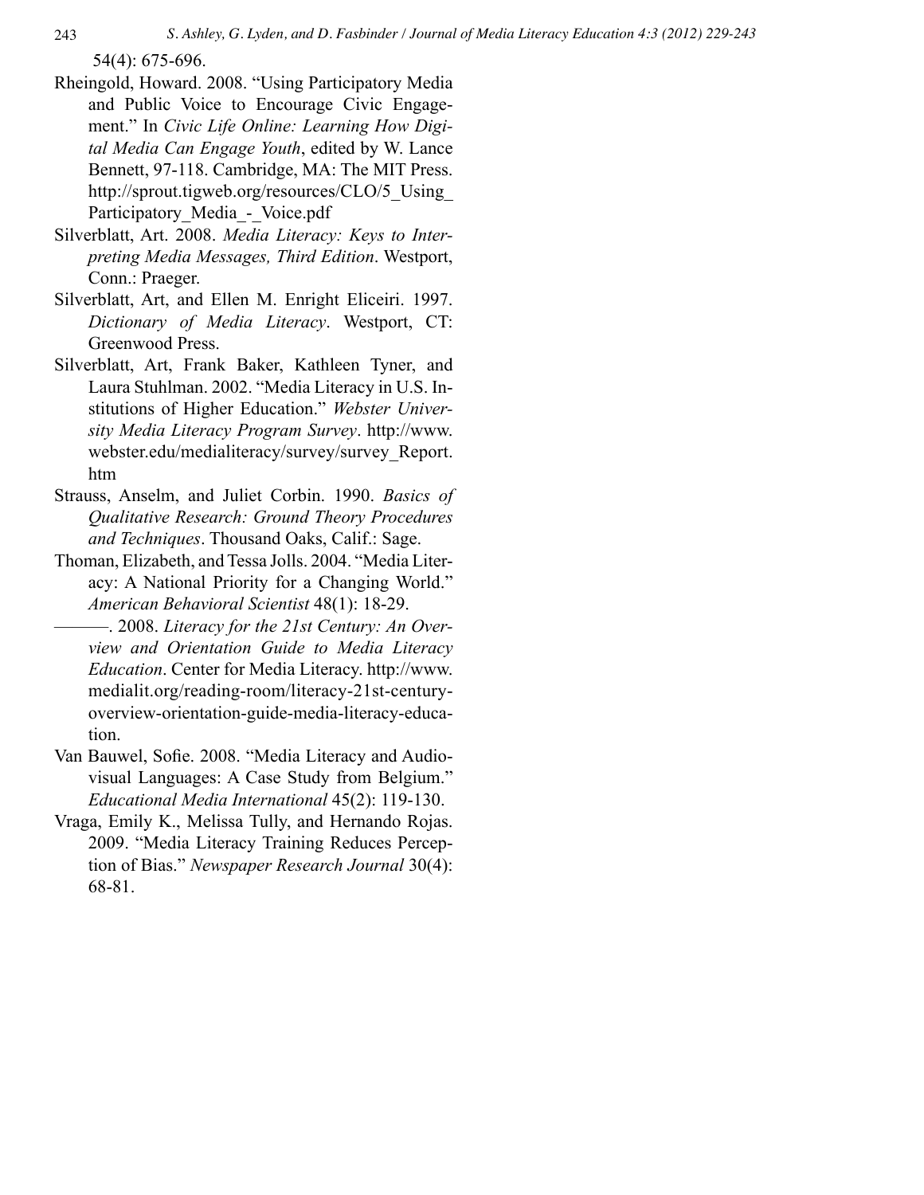54(4): 675-696.

Rheingold, Howard. 2008. "Using Participatory Media and Public Voice to Encourage Civic Engagement." In *Civic Life Online: Learning How Digital Media Can Engage Youth*, edited by W. Lance Bennett, 97-118. Cambridge, MA: The MIT Press. http://sprout.tigweb.org/resources/CLO/5_Using_Participatory_Media_-_Voice.pdf

Silverblatt, Art. 2008. *Media Literacy: Keys to Interpreting Media Messages, Third Edition*. Westport, Conn.: Praeger.

Silverblatt, Art, and Ellen M. Enright Eliceiri. 1997. *Dictionary of Media Literacy*. Westport, CT: Greenwood Press.

Silverblatt, Art, Frank Baker, Kathleen Tyner, and Laura Stuhlman. 2002. "Media Literacy in U.S. Institutions of Higher Education." *Webster University Media Literacy Program Survey*. http://www.webster.edu/medialiteracy/survey/survey_Report.htm

Strauss, Anselm, and Juliet Corbin. 1990. *Basics of Qualitative Research: Ground Theory Procedures and Techniques*. Thousand Oaks, Calif.: Sage.

Thoman, Elizabeth, and Tessa Jolls. 2004. "Media Literacy: A National Priority for a Changing World." *American Behavioral Scientist* 48(1): 18-29.

———. 2008. *Literacy for the 21st Century: An Overview and Orientation Guide to Media Literacy Education*. Center for Media Literacy. http://www.medialit.org/reading-room/literacy-21st-century-overview-orientation-guide-media-literacy-education.

Van Bauwel, Sofie. 2008. "Media Literacy and Audiovisual Languages: A Case Study from Belgium." *Educational Media International* 45(2): 119-130.

Vraga, Emily K., Melissa Tully, and Hernando Rojas. 2009. "Media Literacy Training Reduces Perception of Bias." *Newspaper Research Journal* 30(4): 68-81.